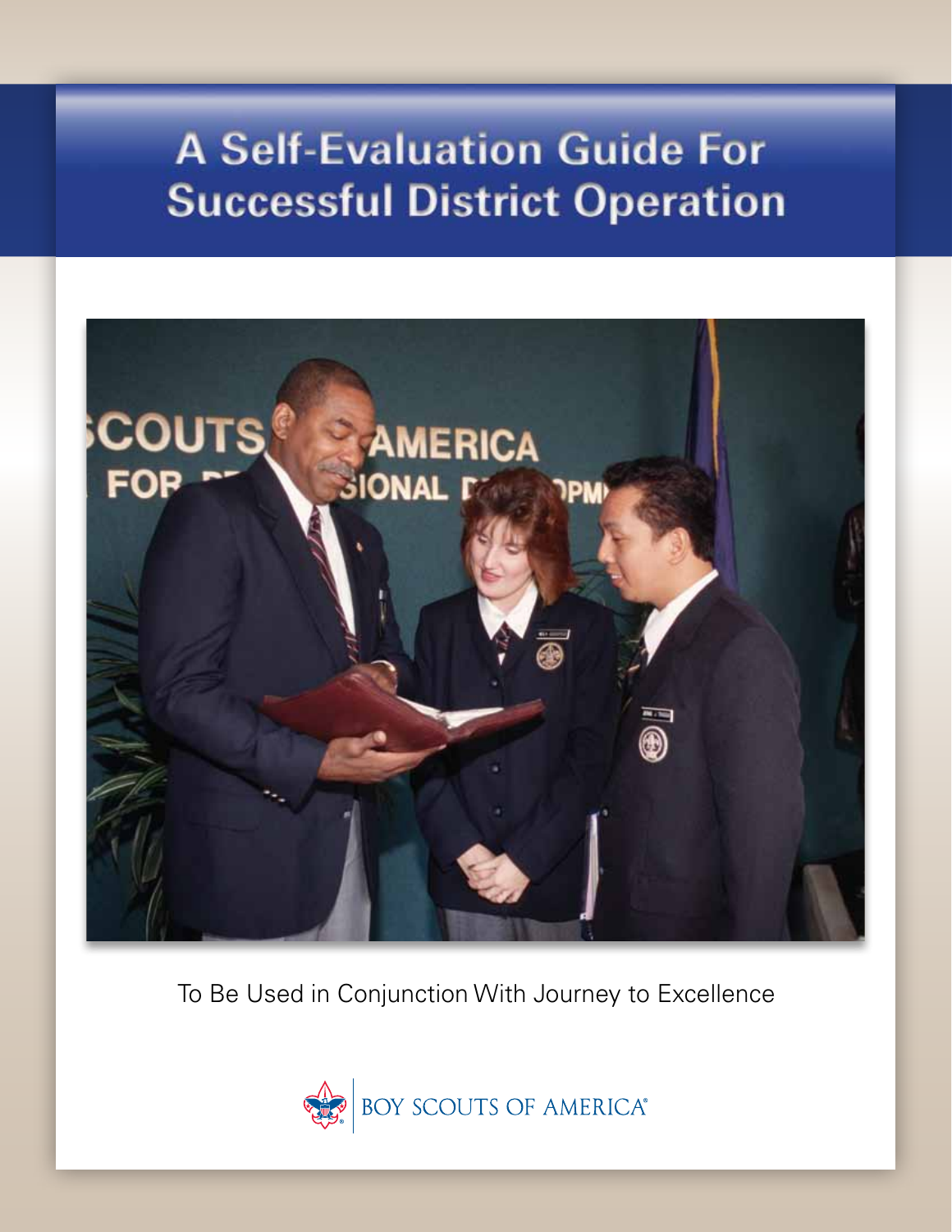# A Self-Evaluation Guide For Successful District Operation

To Be Used in Conjunction With Journey to Excellence

BOY SCOUTS OF AMERICA®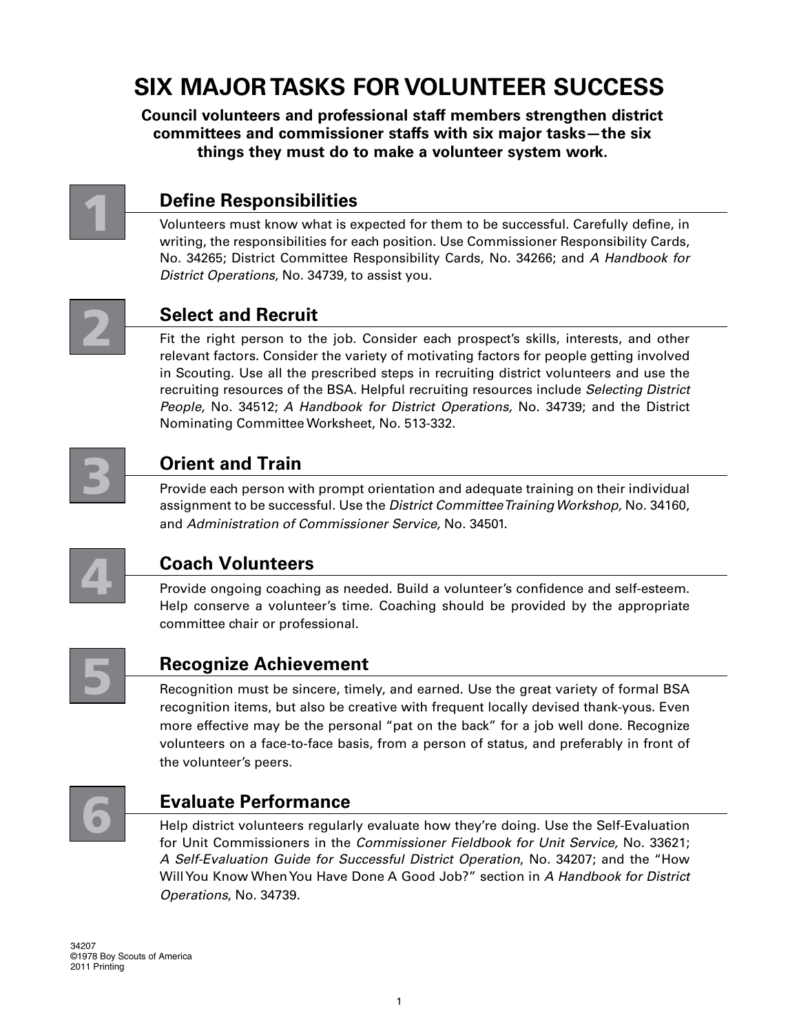# SIX MAJOR TASKS FOR VOLUNTEER SUCCESS

**Council volunteers and professional staff members strengthen district committees and commissioner staffs with six major tasks—the six things they must do to make a volunteer system work.**

## 1 Define Responsibilities

Volunteers must know what is expected for them to be successful. Carefully define, in writing, the responsibilities for each position. Use Commissioner Responsibility Cards, No. 34265; District Committee Responsibility Cards, No. 34266; and *A Handbook for District Operations*, No. 34739, to assist you.

## 2 Select and Recruit

Fit the right person to the job. Consider each prospect's skills, interests, and other relevant factors. Consider the variety of motivating factors for people getting involved in Scouting. Use all the prescribed steps in recruiting district volunteers and use the recruiting resources of the BSA. Helpful recruiting resources include *Selecting District People,* No. 34512; *A Handbook for District Operations,* No. 34739; and the District Nominating Committee Worksheet, No. 513-332.

## 3 Orient and Train

Provide each person with prompt orientation and adequate training on their individual assignment to be successful. Use the *District Committee Training Workshop,* No. 34160, and *Administration of Commissioner Service,* No. 34501.

## 4 Coach Volunteers

Provide ongoing coaching as needed. Build a volunteer's confidence and self-esteem. Help conserve a volunteer's time. Coaching should be provided by the appropriate committee chair or professional.

## 5 Recognize Achievement

Recognition must be sincere, timely, and earned. Use the great variety of formal BSA recognition items, but also be creative with frequent locally devised thank-yous. Even more effective may be the personal "pat on the back" for a job well done. Recognize volunteers on a face-to-face basis, from a person of status, and preferably in front of the volunteer's peers.

## 6 Evaluate Performance

Help district volunteers regularly evaluate how they're doing. Use the Self-Evaluation for Unit Commissioners in the *Commissioner Fieldbook for Unit Service,* No. 33621; *A Self-Evaluation Guide for Successful District Operation*, No. 34207; and the "How Will You Know When You Have Done A Good Job?" section in *A Handbook for District Operations*, No. 34739.

34207
©1978 Boy Scouts of America
2011 Printing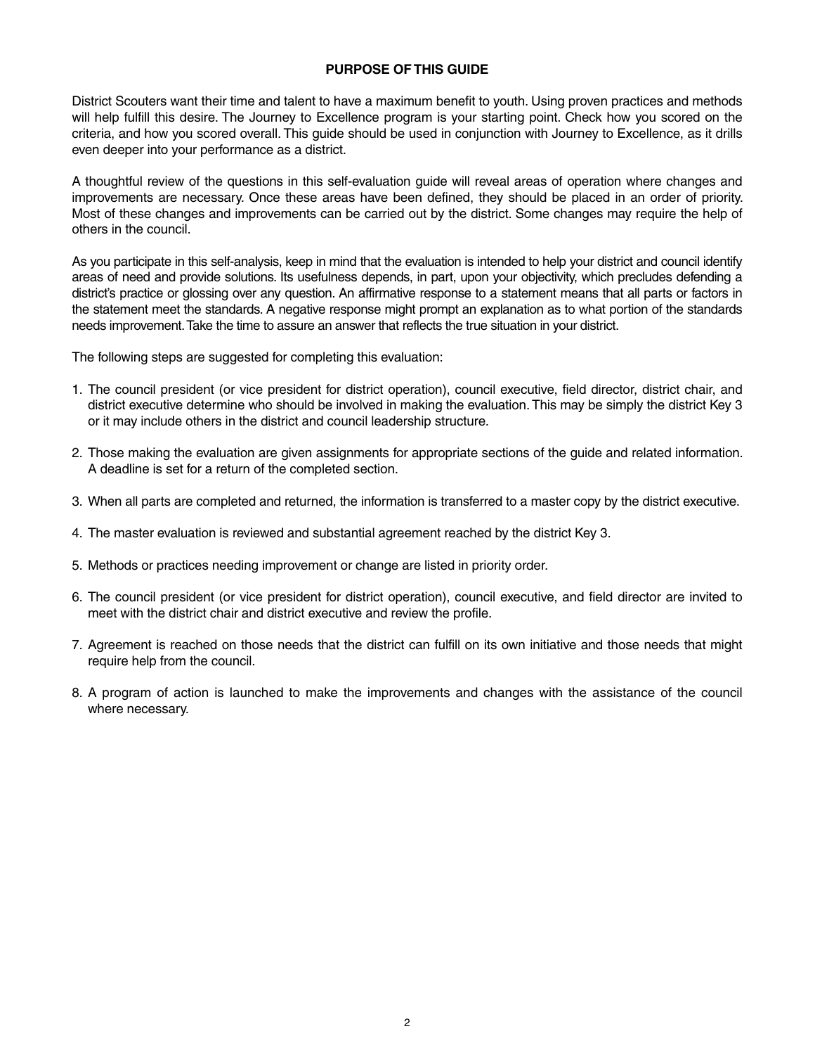## PURPOSE OF THIS GUIDE

District Scouters want their time and talent to have a maximum benefit to youth. Using proven practices and methods will help fulfill this desire. The Journey to Excellence program is your starting point. Check how you scored on the criteria, and how you scored overall. This guide should be used in conjunction with Journey to Excellence, as it drills even deeper into your performance as a district.

A thoughtful review of the questions in this self-evaluation guide will reveal areas of operation where changes and improvements are necessary. Once these areas have been defined, they should be placed in an order of priority. Most of these changes and improvements can be carried out by the district. Some changes may require the help of others in the council.

As you participate in this self-analysis, keep in mind that the evaluation is intended to help your district and council identify areas of need and provide solutions. Its usefulness depends, in part, upon your objectivity, which precludes defending a district's practice or glossing over any question. An affirmative response to a statement means that all parts or factors in the statement meet the standards. A negative response might prompt an explanation as to what portion of the standards needs improvement. Take the time to assure an answer that reflects the true situation in your district.

The following steps are suggested for completing this evaluation:

1. The council president (or vice president for district operation), council executive, field director, district chair, and district executive determine who should be involved in making the evaluation. This may be simply the district Key 3 or it may include others in the district and council leadership structure.
2. Those making the evaluation are given assignments for appropriate sections of the guide and related information. A deadline is set for a return of the completed section.
3. When all parts are completed and returned, the information is transferred to a master copy by the district executive.
4. The master evaluation is reviewed and substantial agreement reached by the district Key 3.
5. Methods or practices needing improvement or change are listed in priority order.
6. The council president (or vice president for district operation), council executive, and field director are invited to meet with the district chair and district executive and review the profile.
7. Agreement is reached on those needs that the district can fulfill on its own initiative and those needs that might require help from the council.
8. A program of action is launched to make the improvements and changes with the assistance of the council where necessary.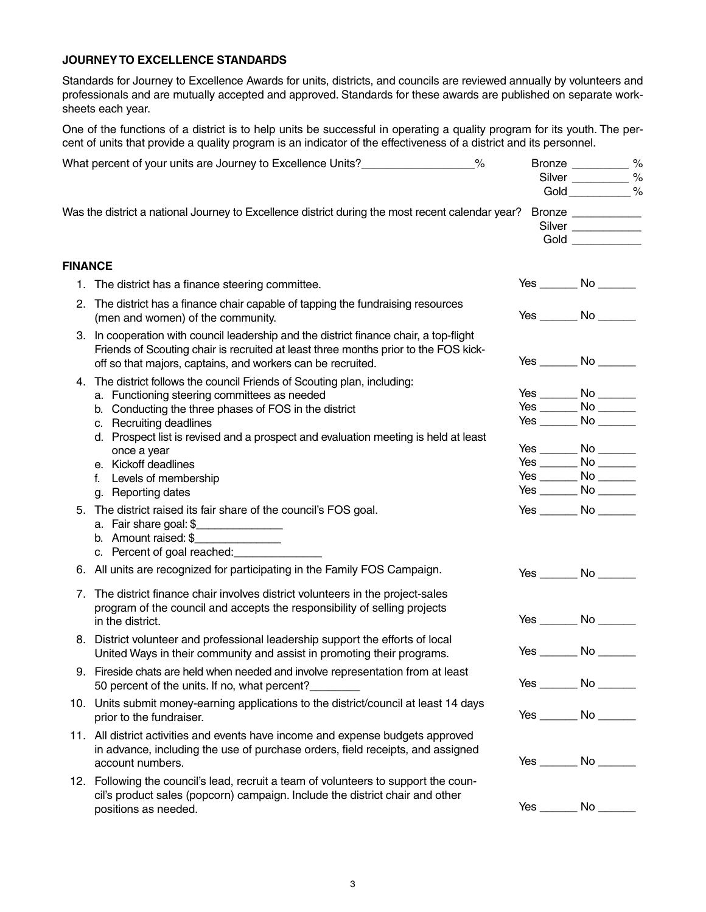## JOURNEY TO EXCELLENCE STANDARDS

Standards for Journey to Excellence Awards for units, districts, and councils are reviewed annually by volunteers and professionals and are mutually accepted and approved. Standards for these awards are published on separate worksheets each year.

One of the functions of a district is to help units be successful in operating a quality program for its youth. The percent of units that provide a quality program is an indicator of the effectiveness of a district and its personnel.

What percent of your units are Journey to Excellence Units?__________________%

Bronze _________ %
Silver _________ %
Gold __________ %

Was the district a national Journey to Excellence district during the most recent calendar year?

Bronze ___________
Silver ___________
Gold ___________

## FINANCE

1. The district has a finance steering committee. Yes ______ No ______
2. The district has a finance chair capable of tapping the fundraising resources (men and women) of the community. Yes ______ No ______
3. In cooperation with council leadership and the district finance chair, a top-flight Friends of Scouting chair is recruited at least three months prior to the FOS kick-off so that majors, captains, and workers can be recruited. Yes ______ No ______
4. The district follows the council Friends of Scouting plan, including:
   a. Functioning steering committees as needed Yes ______ No ______
   b. Conducting the three phases of FOS in the district Yes ______ No ______
   c. Recruiting deadlines Yes ______ No ______
   d. Prospect list is revised and a prospect and evaluation meeting is held at least once a year Yes ______ No ______
   e. Kickoff deadlines Yes ______ No ______
   f. Levels of membership Yes ______ No ______
   g. Reporting dates Yes ______ No ______
5. The district raised its fair share of the council's FOS goal. Yes ______ No ______
   a. Fair share goal: $______________
   b. Amount raised: $______________
   c. Percent of goal reached:______________
6. All units are recognized for participating in the Family FOS Campaign. Yes ______ No ______
7. The district finance chair involves district volunteers in the project-sales program of the council and accepts the responsibility of selling projects in the district. Yes ______ No ______
8. District volunteer and professional leadership support the efforts of local United Ways in their community and assist in promoting their programs. Yes ______ No ______
9. Fireside chats are held when needed and involve representation from at least 50 percent of the units. If no, what percent?________ Yes ______ No ______
10. Units submit money-earning applications to the district/council at least 14 days prior to the fundraiser. Yes ______ No ______
11. All district activities and events have income and expense budgets approved in advance, including the use of purchase orders, field receipts, and assigned account numbers. Yes ______ No ______
12. Following the council's lead, recruit a team of volunteers to support the council's product sales (popcorn) campaign. Include the district chair and other positions as needed. Yes ______ No ______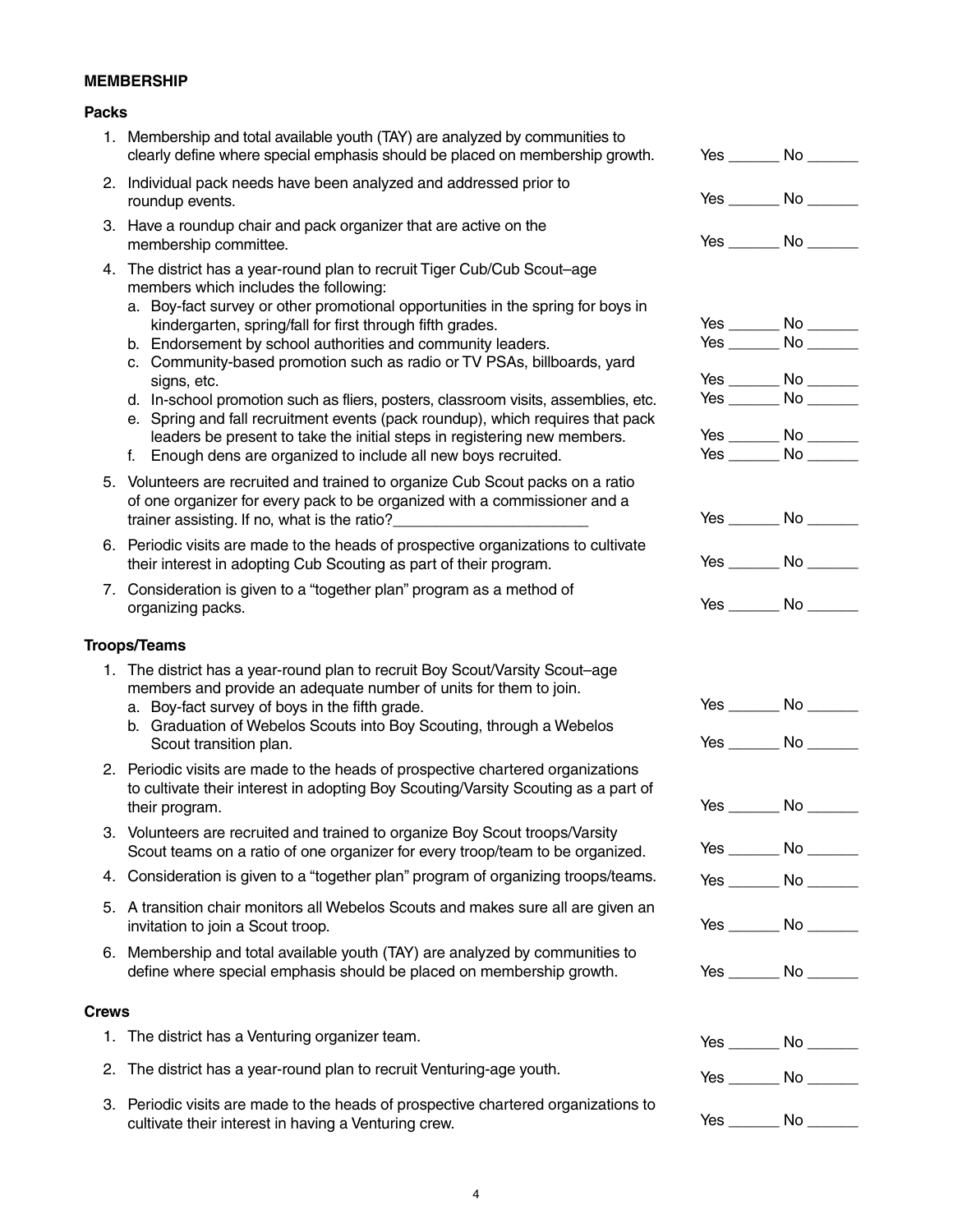**MEMBERSHIP**

**Packs**

1. Membership and total available youth (TAY) are analyzed by communities to clearly define where special emphasis should be placed on membership growth. Yes ______ No ______
2. Individual pack needs have been analyzed and addressed prior to roundup events. Yes ______ No ______
3. Have a roundup chair and pack organizer that are active on the membership committee. Yes ______ No ______
4. The district has a year-round plan to recruit Tiger Cub/Cub Scout–age members which includes the following:
   a. Boy-fact survey or other promotional opportunities in the spring for boys in kindergarten, spring/fall for first through fifth grades. Yes ______ No ______
   b. Endorsement by school authorities and community leaders. Yes ______ No ______
   c. Community-based promotion such as radio or TV PSAs, billboards, yard signs, etc. Yes ______ No ______
   d. In-school promotion such as fliers, posters, classroom visits, assemblies, etc. Yes ______ No ______
   e. Spring and fall recruitment events (pack roundup), which requires that pack leaders be present to take the initial steps in registering new members. Yes ______ No ______
   f. Enough dens are organized to include all new boys recruited. Yes ______ No ______
5. Volunteers are recruited and trained to organize Cub Scout packs on a ratio of one organizer for every pack to be organized with a commissioner and a trainer assisting. If no, what is the ratio?_______________________ Yes ______ No ______
6. Periodic visits are made to the heads of prospective organizations to cultivate their interest in adopting Cub Scouting as part of their program. Yes ______ No ______
7. Consideration is given to a "together plan" program as a method of organizing packs. Yes ______ No ______

**Troops/Teams**

1. The district has a year-round plan to recruit Boy Scout/Varsity Scout–age members and provide an adequate number of units for them to join.
   a. Boy-fact survey of boys in the fifth grade. Yes ______ No ______
   b. Graduation of Webelos Scouts into Boy Scouting, through a Webelos Scout transition plan. Yes ______ No ______
2. Periodic visits are made to the heads of prospective chartered organizations to cultivate their interest in adopting Boy Scouting/Varsity Scouting as a part of their program. Yes ______ No ______
3. Volunteers are recruited and trained to organize Boy Scout troops/Varsity Scout teams on a ratio of one organizer for every troop/team to be organized. Yes ______ No ______
4. Consideration is given to a "together plan" program of organizing troops/teams. Yes ______ No ______
5. A transition chair monitors all Webelos Scouts and makes sure all are given an invitation to join a Scout troop. Yes ______ No ______
6. Membership and total available youth (TAY) are analyzed by communities to define where special emphasis should be placed on membership growth. Yes ______ No ______

**Crews**

1. The district has a Venturing organizer team. Yes ______ No ______
2. The district has a year-round plan to recruit Venturing-age youth. Yes ______ No ______
3. Periodic visits are made to the heads of prospective chartered organizations to cultivate their interest in having a Venturing crew. Yes ______ No ______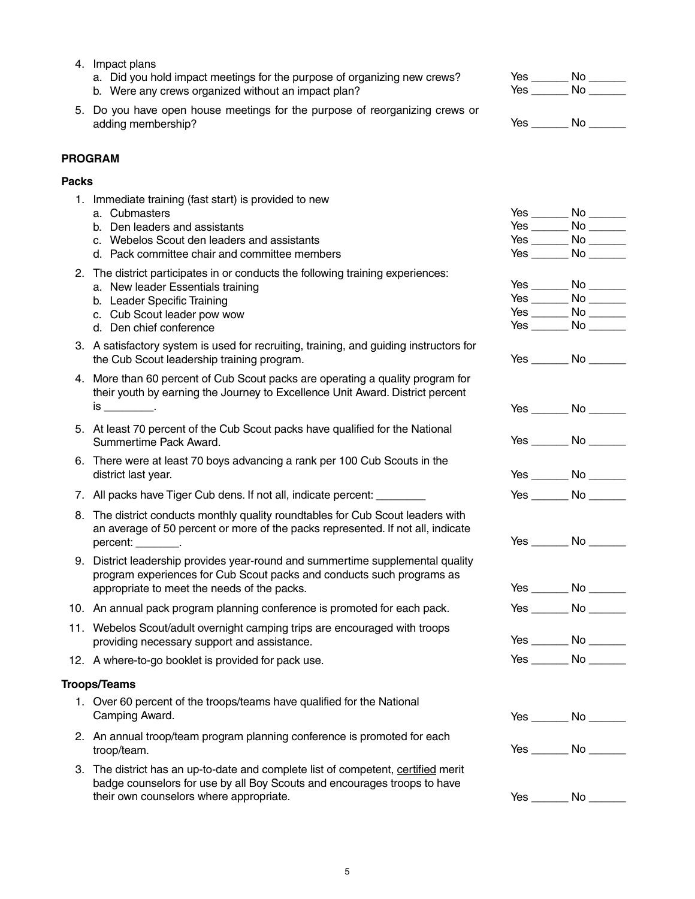4. Impact plans
   a. Did you hold impact meetings for the purpose of organizing new crews? Yes ______ No ______
   b. Were any crews organized without an impact plan? Yes ______ No ______
5. Do you have open house meetings for the purpose of reorganizing crews or adding membership? Yes ______ No ______

**PROGRAM**

**Packs**

1. Immediate training (fast start) is provided to new
   a. Cubmasters Yes ______ No ______
   b. Den leaders and assistants Yes ______ No ______
   c. Webelos Scout den leaders and assistants Yes ______ No ______
   d. Pack committee chair and committee members Yes ______ No ______
2. The district participates in or conducts the following training experiences:
   a. New leader Essentials training Yes ______ No ______
   b. Leader Specific Training Yes ______ No ______
   c. Cub Scout leader pow wow Yes ______ No ______
   d. Den chief conference Yes ______ No ______
3. A satisfactory system is used for recruiting, training, and guiding instructors for the Cub Scout leadership training program. Yes ______ No ______
4. More than 60 percent of Cub Scout packs are operating a quality program for their youth by earning the Journey to Excellence Unit Award. District percent is ________. Yes ______ No ______
5. At least 70 percent of the Cub Scout packs have qualified for the National Summertime Pack Award. Yes ______ No ______
6. There were at least 70 boys advancing a rank per 100 Cub Scouts in the district last year. Yes ______ No ______
7. All packs have Tiger Cub dens. If not all, indicate percent: ________ Yes ______ No ______
8. The district conducts monthly quality roundtables for Cub Scout leaders with an average of 50 percent or more of the packs represented. If not all, indicate percent: _______. Yes ______ No ______
9. District leadership provides year-round and summertime supplemental quality program experiences for Cub Scout packs and conducts such programs as appropriate to meet the needs of the packs. Yes ______ No ______
10. An annual pack program planning conference is promoted for each pack. Yes ______ No ______
11. Webelos Scout/adult overnight camping trips are encouraged with troops providing necessary support and assistance. Yes ______ No ______
12. A where-to-go booklet is provided for pack use. Yes ______ No ______

**Troops/Teams**

1. Over 60 percent of the troops/teams have qualified for the National Camping Award. Yes ______ No ______
2. An annual troop/team program planning conference is promoted for each troop/team. Yes ______ No ______
3. The district has an up-to-date and complete list of competent, certified merit badge counselors for use by all Boy Scouts and encourages troops to have their own counselors where appropriate. Yes ______ No ______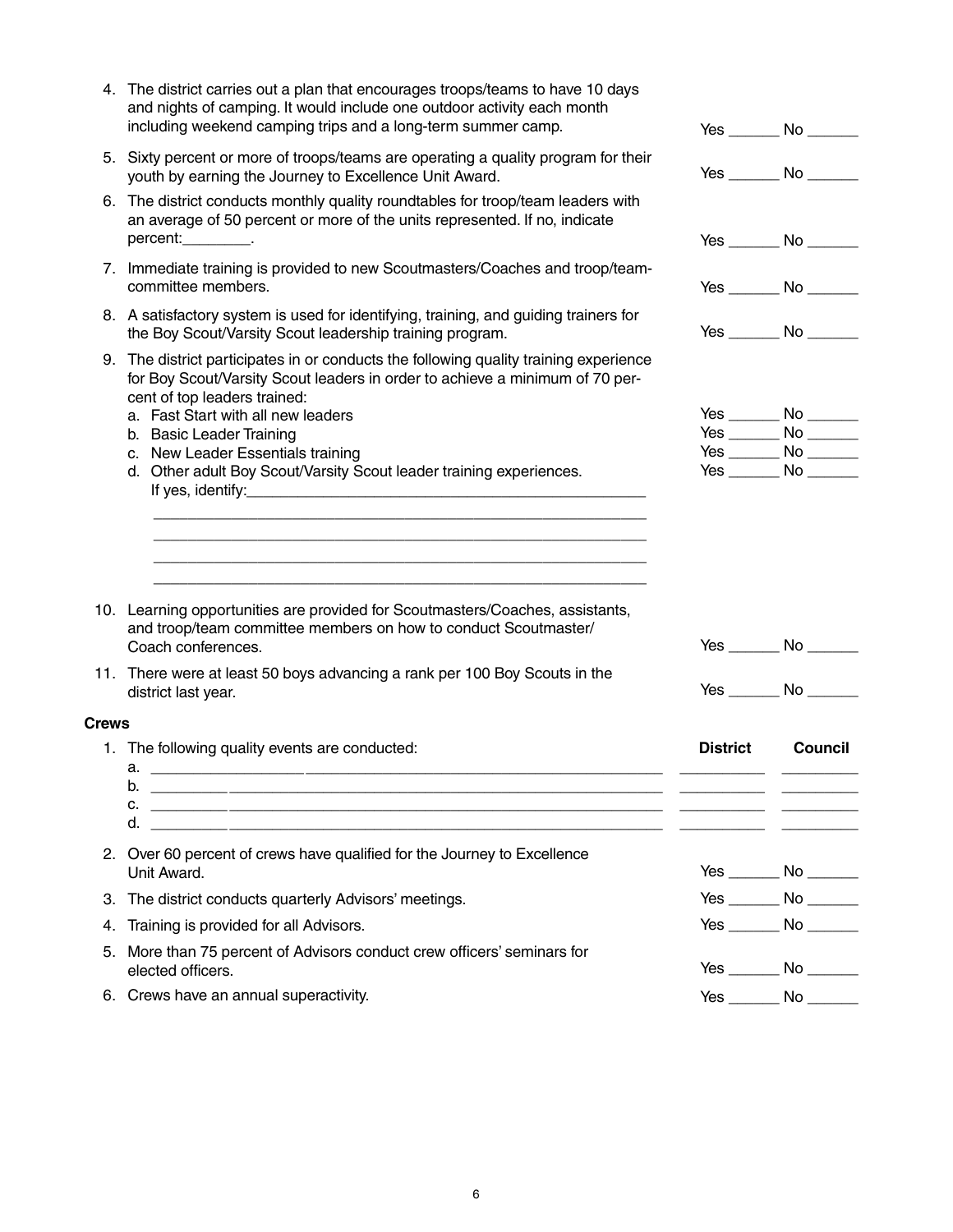4. The district carries out a plan that encourages troops/teams to have 10 days and nights of camping. It would include one outdoor activity each month including weekend camping trips and a long-term summer camp. Yes ______ No ______

5. Sixty percent or more of troops/teams are operating a quality program for their youth by earning the Journey to Excellence Unit Award. Yes ______ No ______

6. The district conducts monthly quality roundtables for troop/team leaders with an average of 50 percent or more of the units represented. If no, indicate percent:________. Yes ______ No ______

7. Immediate training is provided to new Scoutmasters/Coaches and troop/team-committee members. Yes ______ No ______

8. A satisfactory system is used for identifying, training, and guiding trainers for the Boy Scout/Varsity Scout leadership training program. Yes ______ No ______

9. The district participates in or conducts the following quality training experience for Boy Scout/Varsity Scout leaders in order to achieve a minimum of 70 percent of top leaders trained:
   a. Fast Start with all new leaders Yes ______ No ______
   b. Basic Leader Training Yes ______ No ______
   c. New Leader Essentials training Yes ______ No ______
   d. Other adult Boy Scout/Varsity Scout leader training experiences. Yes ______ No ______
      If yes, identify:__________________________________________________
      ______________________________________________________________
      ______________________________________________________________
      ______________________________________________________________
      ______________________________________________________________

10. Learning opportunities are provided for Scoutmasters/Coaches, assistants, and troop/team committee members on how to conduct Scoutmaster/Coach conferences. Yes ______ No ______

11. There were at least 50 boys advancing a rank per 100 Boy Scouts in the district last year. Yes ______ No ______

**Crews**

1. The following quality events are conducted:

| | District | Council |
|---|---|---|
| a. ______________________________ | __________ | __________ |
| b. ______________________________ | __________ | __________ |
| c. ______________________________ | __________ | __________ |
| d. ______________________________ | __________ | __________ |

2. Over 60 percent of crews have qualified for the Journey to Excellence Unit Award. Yes ______ No ______

3. The district conducts quarterly Advisors' meetings. Yes ______ No ______

4. Training is provided for all Advisors. Yes ______ No ______

5. More than 75 percent of Advisors conduct crew officers' seminars for elected officers. Yes ______ No ______

6. Crews have an annual superactivity. Yes ______ No ______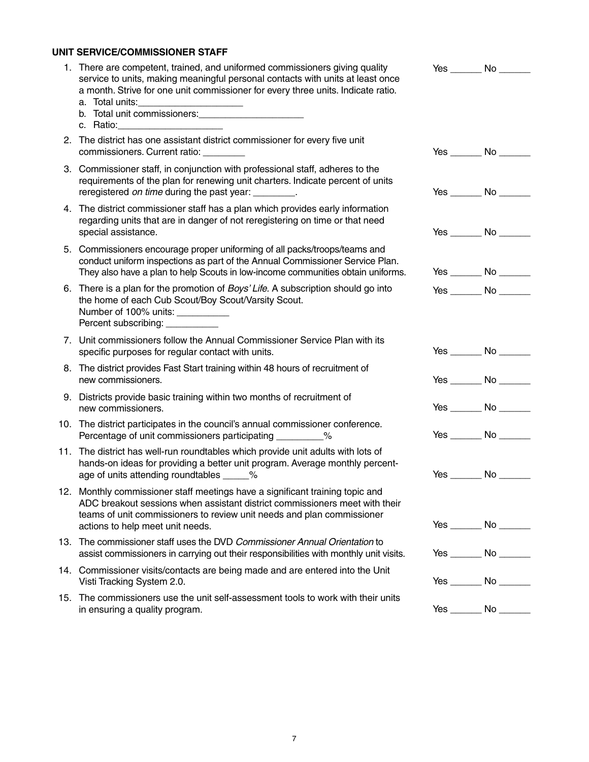**UNIT SERVICE/COMMISSIONER STAFF**

1. There are competent, trained, and uniformed commissioners giving quality service to units, making meaningful personal contacts with units at least once a month. Strive for one unit commissioner for every three units. Indicate ratio. Yes ______ No ______
   a. Total units:____________________
   b. Total unit commissioners:____________________
   c. Ratio:____________________
2. The district has one assistant district commissioner for every five unit commissioners. Current ratio: ________ Yes ______ No ______
3. Commissioner staff, in conjunction with professional staff, adheres to the requirements of the plan for renewing unit charters. Indicate percent of units reregistered *on time* during the past year: ________. Yes ______ No ______
4. The district commissioner staff has a plan which provides early information regarding units that are in danger of not reregistering on time or that need special assistance. Yes ______ No ______
5. Commissioners encourage proper uniforming of all packs/troops/teams and conduct uniform inspections as part of the Annual Commissioner Service Plan. They also have a plan to help Scouts in low-income communities obtain uniforms. Yes ______ No ______
6. There is a plan for the promotion of *Boys' Life.* A subscription should go into the home of each Cub Scout/Boy Scout/Varsity Scout. Yes ______ No ______
   Number of 100% units: __________
   Percent subscribing: __________
7. Unit commissioners follow the Annual Commissioner Service Plan with its specific purposes for regular contact with units. Yes ______ No ______
8. The district provides Fast Start training within 48 hours of recruitment of new commissioners. Yes ______ No ______
9. Districts provide basic training within two months of recruitment of new commissioners. Yes ______ No ______
10. The district participates in the council's annual commissioner conference. Percentage of unit commissioners participating _________% Yes ______ No ______
11. The district has well-run roundtables which provide unit adults with lots of hands-on ideas for providing a better unit program. Average monthly percentage of units attending roundtables _____% Yes ______ No ______
12. Monthly commissioner staff meetings have a significant training topic and ADC breakout sessions when assistant district commissioners meet with their teams of unit commissioners to review unit needs and plan commissioner actions to help meet unit needs. Yes ______ No ______
13. The commissioner staff uses the DVD *Commissioner Annual Orientation* to assist commissioners in carrying out their responsibilities with monthly unit visits. Yes ______ No ______
14. Commissioner visits/contacts are being made and are entered into the Unit Visti Tracking System 2.0. Yes ______ No ______
15. The commissioners use the unit self-assessment tools to work with their units in ensuring a quality program. Yes ______ No ______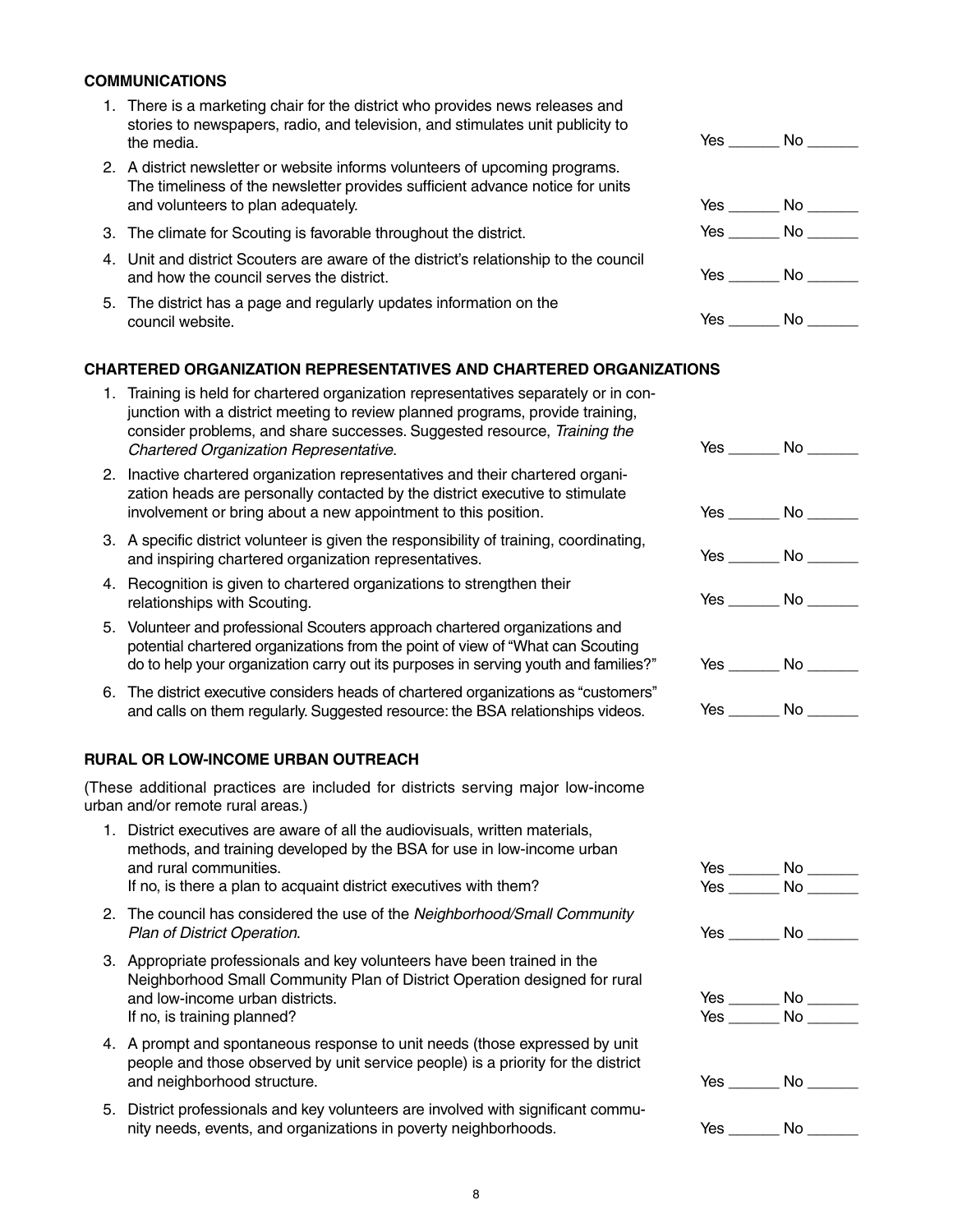**COMMUNICATIONS**

1. There is a marketing chair for the district who provides news releases and stories to newspapers, radio, and television, and stimulates unit publicity to the media. Yes ______ No ______
2. A district newsletter or website informs volunteers of upcoming programs. The timeliness of the newsletter provides sufficient advance notice for units and volunteers to plan adequately. Yes ______ No ______
3. The climate for Scouting is favorable throughout the district. Yes ______ No ______
4. Unit and district Scouters are aware of the district's relationship to the council and how the council serves the district. Yes ______ No ______
5. The district has a page and regularly updates information on the council website. Yes ______ No ______

**CHARTERED ORGANIZATION REPRESENTATIVES AND CHARTERED ORGANIZATIONS**

1. Training is held for chartered organization representatives separately or in conjunction with a district meeting to review planned programs, provide training, consider problems, and share successes. Suggested resource, *Training the Chartered Organization Representative*. Yes ______ No ______
2. Inactive chartered organization representatives and their chartered organization heads are personally contacted by the district executive to stimulate involvement or bring about a new appointment to this position. Yes ______ No ______
3. A specific district volunteer is given the responsibility of training, coordinating, and inspiring chartered organization representatives. Yes ______ No ______
4. Recognition is given to chartered organizations to strengthen their relationships with Scouting. Yes ______ No ______
5. Volunteer and professional Scouters approach chartered organizations and potential chartered organizations from the point of view of "What can Scouting do to help your organization carry out its purposes in serving youth and families?" Yes ______ No ______
6. The district executive considers heads of chartered organizations as "customers" and calls on them regularly. Suggested resource: the BSA relationships videos. Yes ______ No ______

**RURAL OR LOW-INCOME URBAN OUTREACH**

(These additional practices are included for districts serving major low-income urban and/or remote rural areas.)

1. District executives are aware of all the audiovisuals, written materials, methods, and training developed by the BSA for use in low-income urban and rural communities. Yes ______ No ______
   If no, is there a plan to acquaint district executives with them? Yes ______ No ______
2. The council has considered the use of the *Neighborhood/Small Community Plan of District Operation*. Yes ______ No ______
3. Appropriate professionals and key volunteers have been trained in the Neighborhood Small Community Plan of District Operation designed for rural and low-income urban districts. Yes ______ No ______
   If no, is training planned? Yes ______ No ______
4. A prompt and spontaneous response to unit needs (those expressed by unit people and those observed by unit service people) is a priority for the district and neighborhood structure. Yes ______ No ______
5. District professionals and key volunteers are involved with significant community needs, events, and organizations in poverty neighborhoods. Yes ______ No ______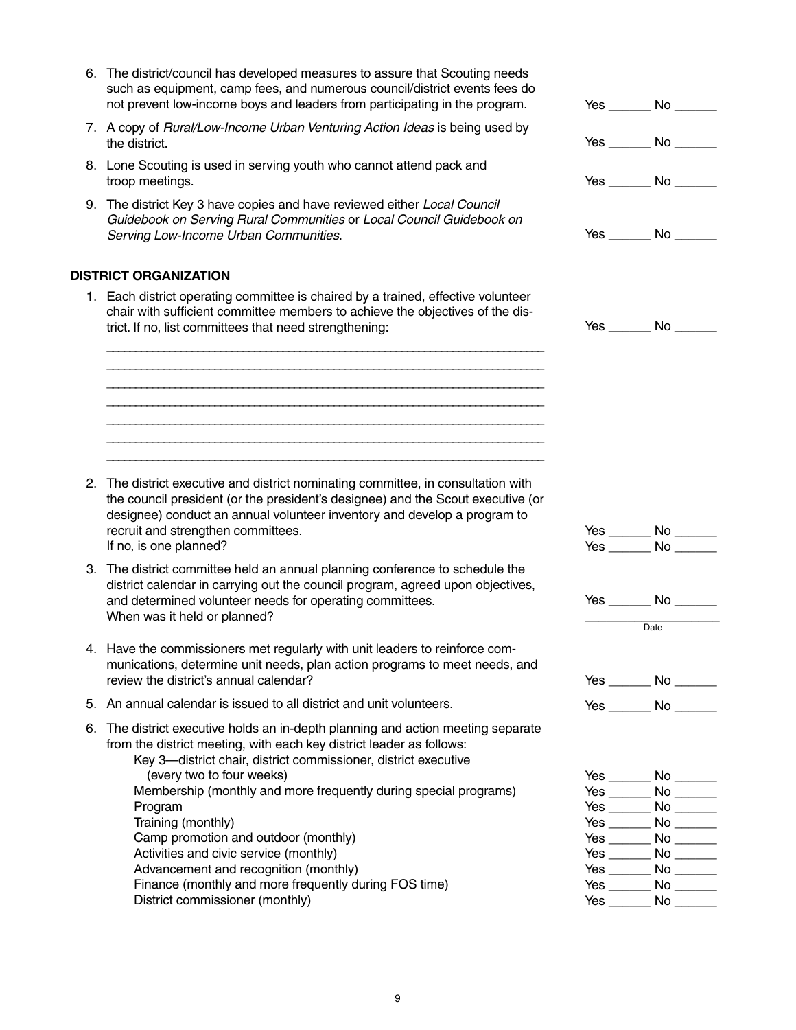6. The district/council has developed measures to assure that Scouting needs such as equipment, camp fees, and numerous council/district events fees do not prevent low-income boys and leaders from participating in the program. Yes ______ No ______

7. A copy of *Rural/Low-Income Urban Venturing Action Ideas* is being used by the district. Yes ______ No ______

8. Lone Scouting is used in serving youth who cannot attend pack and troop meetings. Yes ______ No ______

9. The district Key 3 have copies and have reviewed either *Local Council Guidebook on Serving Rural Communities* or *Local Council Guidebook on Serving Low-Income Urban Communities*. Yes ______ No ______

**DISTRICT ORGANIZATION**

1. Each district operating committee is chaired by a trained, effective volunteer chair with sufficient committee members to achieve the objectives of the district. If no, list committees that need strengthening: Yes ______ No ______

   ______________________________________________________________________
   ______________________________________________________________________
   ______________________________________________________________________
   ______________________________________________________________________
   ______________________________________________________________________
   ______________________________________________________________________
   ______________________________________________________________________

2. The district executive and district nominating committee, in consultation with the council president (or the president's designee) and the Scout executive (or designee) conduct an annual volunteer inventory and develop a program to recruit and strengthen committees. Yes ______ No ______
   If no, is one planned? Yes ______ No ______

3. The district committee held an annual planning conference to schedule the district calendar in carrying out the council program, agreed upon objectives, and determined volunteer needs for operating committees. Yes ______ No ______
   When was it held or planned? ____________________ Date

4. Have the commissioners met regularly with unit leaders to reinforce communications, determine unit needs, plan action programs to meet needs, and review the district's annual calendar? Yes ______ No ______

5. An annual calendar is issued to all district and unit volunteers. Yes ______ No ______

6. The district executive holds an in-depth planning and action meeting separate from the district meeting, with each key district leader as follows:
   - Key 3—district chair, district commissioner, district executive (every two to four weeks) Yes ______ No ______
   - Membership (monthly and more frequently during special programs) Yes ______ No ______
   - Program Yes ______ No ______
   - Training (monthly) Yes ______ No ______
   - Camp promotion and outdoor (monthly) Yes ______ No ______
   - Activities and civic service (monthly) Yes ______ No ______
   - Advancement and recognition (monthly) Yes ______ No ______
   - Finance (monthly and more frequently during FOS time) Yes ______ No ______
   - District commissioner (monthly) Yes ______ No ______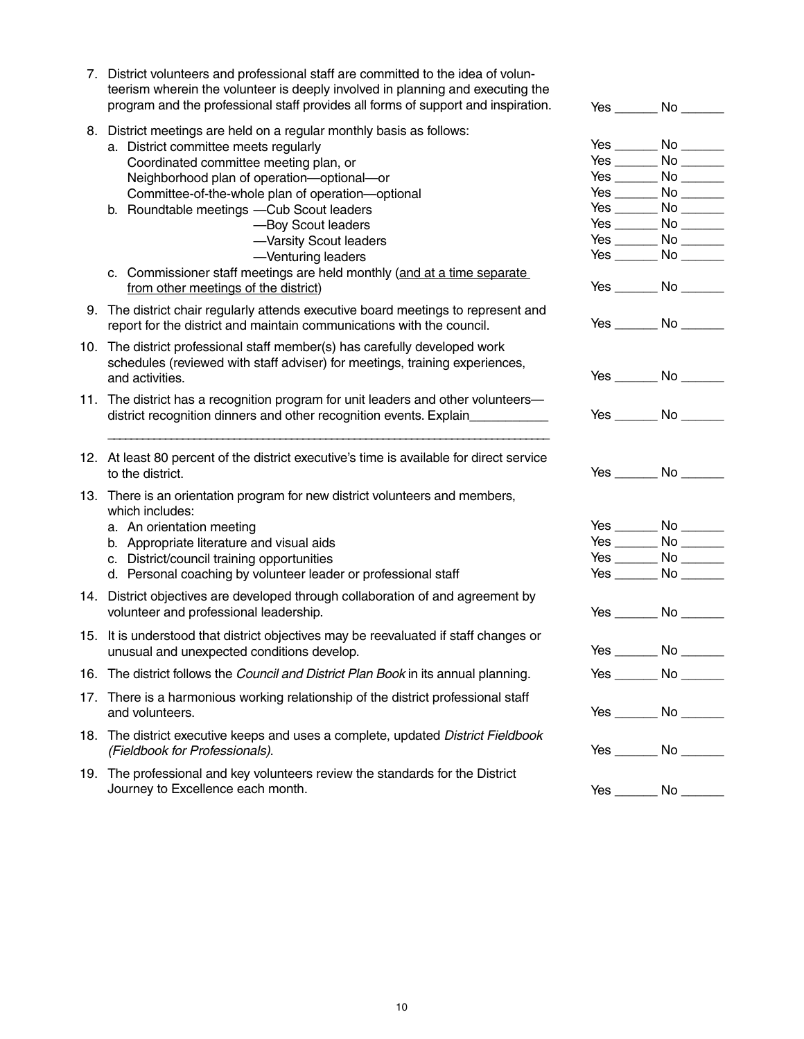7. District volunteers and professional staff are committed to the idea of volunteerism wherein the volunteer is deeply involved in planning and executing the program and the professional staff provides all forms of support and inspiration. Yes ______ No ______

8. District meetings are held on a regular monthly basis as follows:
   a. District committee meets regularly Yes ______ No ______
      Coordinated committee meeting plan, or Yes ______ No ______
      Neighborhood plan of operation—optional—or Yes ______ No ______
      Committee-of-the-whole plan of operation—optional Yes ______ No ______
   b. Roundtable meetings —Cub Scout leaders Yes ______ No ______
      —Boy Scout leaders Yes ______ No ______
      —Varsity Scout leaders Yes ______ No ______
      —Venturing leaders Yes ______ No ______
   c. Commissioner staff meetings are held monthly (<u>and at a time separate from other meetings of the district</u>) Yes ______ No ______

9. The district chair regularly attends executive board meetings to represent and report for the district and maintain communications with the council. Yes ______ No ______

10. The district professional staff member(s) has carefully developed work schedules (reviewed with staff adviser) for meetings, training experiences, and activities. Yes ______ No ______

11. The district has a recognition program for unit leaders and other volunteers—district recognition dinners and other recognition events. Explain___________ Yes ______ No ______

    ___________________________________________________________________________

12. At least 80 percent of the district executive's time is available for direct service to the district. Yes ______ No ______

13. There is an orientation program for new district volunteers and members, which includes:
    a. An orientation meeting Yes ______ No ______
    b. Appropriate literature and visual aids Yes ______ No ______
    c. District/council training opportunities Yes ______ No ______
    d. Personal coaching by volunteer leader or professional staff Yes ______ No ______

14. District objectives are developed through collaboration of and agreement by volunteer and professional leadership. Yes ______ No ______

15. It is understood that district objectives may be reevaluated if staff changes or unusual and unexpected conditions develop. Yes ______ No ______

16. The district follows the *Council and District Plan Book* in its annual planning. Yes ______ No ______

17. There is a harmonious working relationship of the district professional staff and volunteers. Yes ______ No ______

18. The district executive keeps and uses a complete, updated *District Fieldbook (Fieldbook for Professionals)*. Yes ______ No ______

19. The professional and key volunteers review the standards for the District Journey to Excellence each month. Yes ______ No ______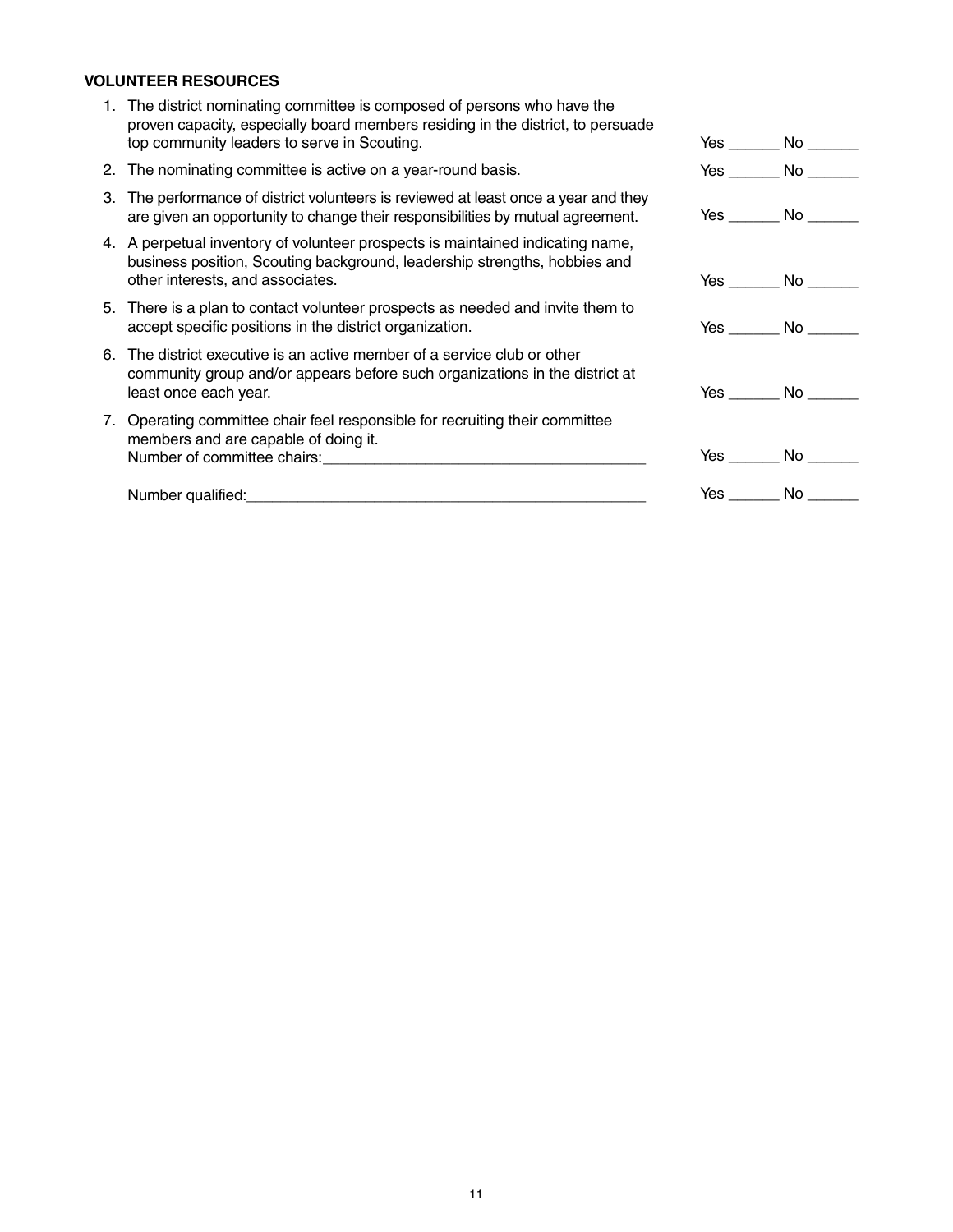**VOLUNTEER RESOURCES**

1. The district nominating committee is composed of persons who have the proven capacity, especially board members residing in the district, to persuade top community leaders to serve in Scouting. Yes ______ No ______
2. The nominating committee is active on a year-round basis. Yes ______ No ______
3. The performance of district volunteers is reviewed at least once a year and they are given an opportunity to change their responsibilities by mutual agreement. Yes ______ No ______
4. A perpetual inventory of volunteer prospects is maintained indicating name, business position, Scouting background, leadership strengths, hobbies and other interests, and associates. Yes ______ No ______
5. There is a plan to contact volunteer prospects as needed and invite them to accept specific positions in the district organization. Yes ______ No ______
6. The district executive is an active member of a service club or other community group and/or appears before such organizations in the district at least once each year. Yes ______ No ______
7. Operating committee chair feel responsible for recruiting their committee members and are capable of doing it.
   Number of committee chairs:______________________________________ Yes ______ No ______

   Number qualified:______________________________________________ Yes ______ No ______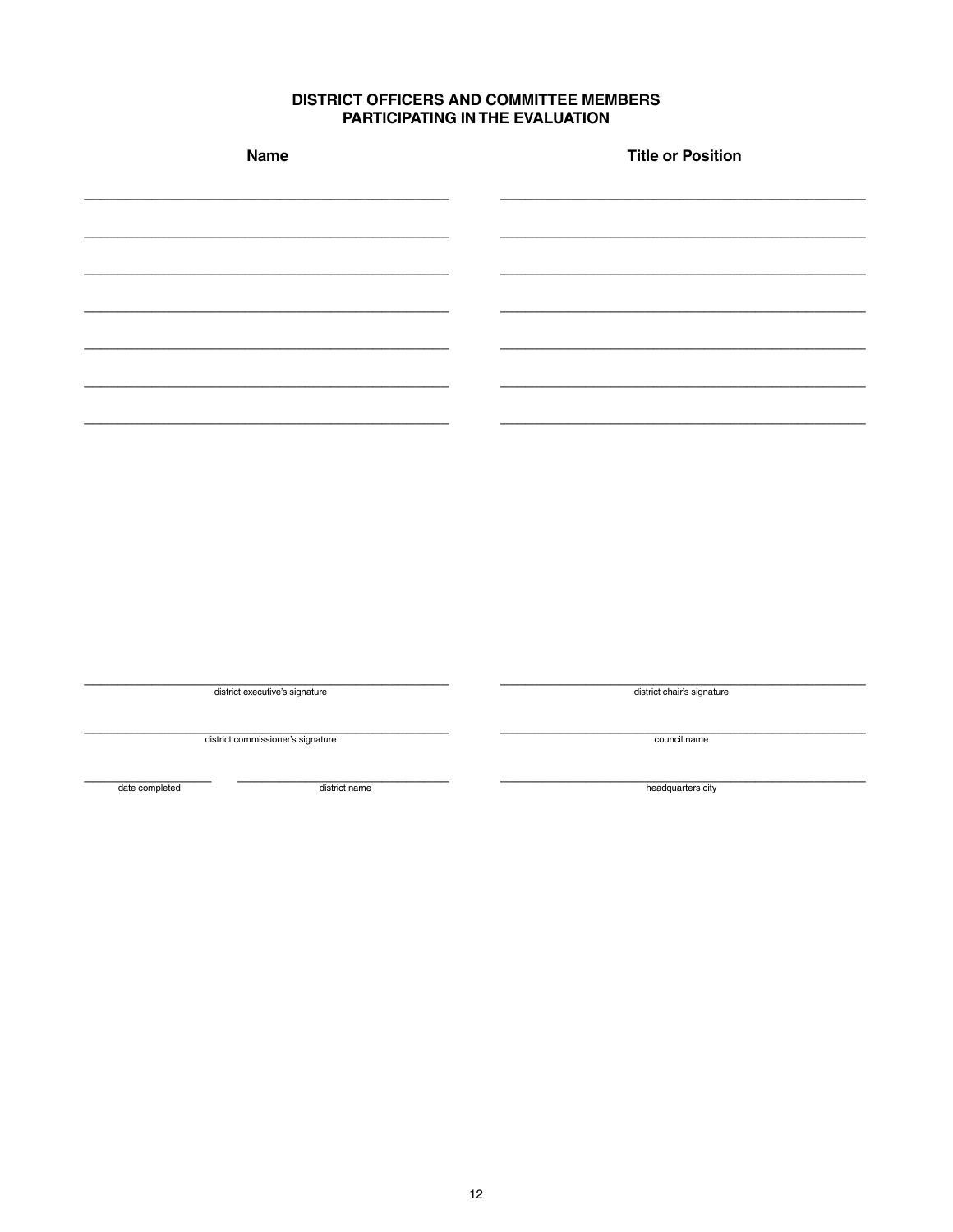# DISTRICT OFFICERS AND COMMITTEE MEMBERS PARTICIPATING IN THE EVALUATION

| Name | Title or Position |
| --- | --- |
| | |
| | |
| | |
| | |
| | |
| | |
| | |

\_\_\_\_\_\_\_\_\_\_\_\_\_\_\_\_\_\_\_\_\_\_\_\_\_\_\_\_\_\_\_\_\_\_\_\_\_\_\_\_
district executive's signature

\_\_\_\_\_\_\_\_\_\_\_\_\_\_\_\_\_\_\_\_\_\_\_\_\_\_\_\_\_\_\_\_\_\_\_\_\_\_\_\_
district chair's signature

\_\_\_\_\_\_\_\_\_\_\_\_\_\_\_\_\_\_\_\_\_\_\_\_\_\_\_\_\_\_\_\_\_\_\_\_\_\_\_\_
district commissioner's signature

\_\_\_\_\_\_\_\_\_\_\_\_\_\_\_\_\_\_\_\_\_\_\_\_\_\_\_\_\_\_\_\_\_\_\_\_\_\_\_\_
council name

\_\_\_\_\_\_\_\_\_\_\_\_\_\_\_\_\_\_\_\_
date completed

\_\_\_\_\_\_\_\_\_\_\_\_\_\_\_\_\_\_\_\_\_\_\_\_\_\_\_\_\_\_
district name

\_\_\_\_\_\_\_\_\_\_\_\_\_\_\_\_\_\_\_\_\_\_\_\_\_\_\_\_\_\_\_\_\_\_\_\_\_\_\_\_
headquarters city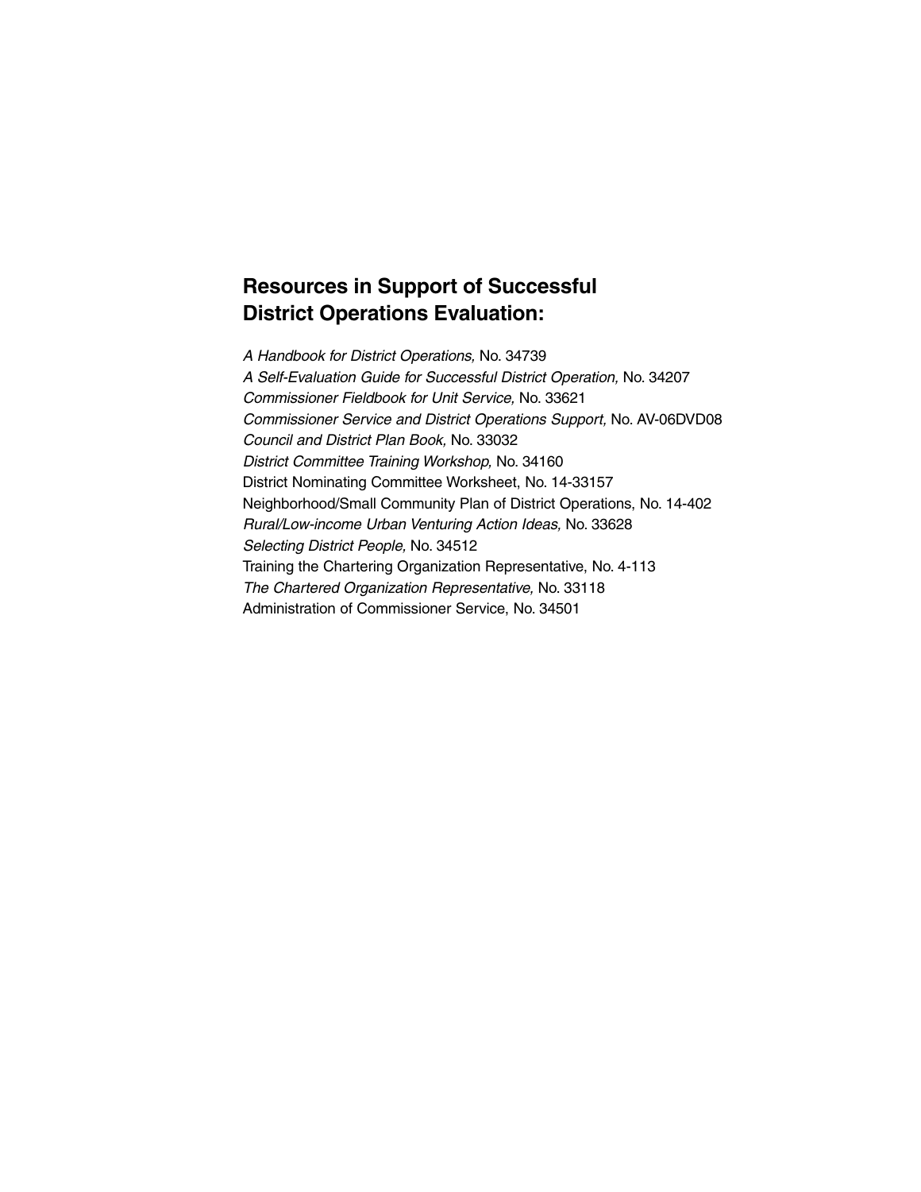## Resources in Support of Successful District Operations Evaluation:

*A Handbook for District Operations,* No. 34739
*A Self-Evaluation Guide for Successful District Operation,* No. 34207
*Commissioner Fieldbook for Unit Service,* No. 33621
*Commissioner Service and District Operations Support,* No. AV-06DVD08
*Council and District Plan Book,* No. 33032
*District Committee Training Workshop,* No. 34160
District Nominating Committee Worksheet, No. 14-33157
Neighborhood/Small Community Plan of District Operations, No. 14-402
*Rural/Low-income Urban Venturing Action Ideas,* No. 33628
*Selecting District People,* No. 34512
Training the Chartering Organization Representative, No. 4-113
*The Chartered Organization Representative,* No. 33118
Administration of Commissioner Service, No. 34501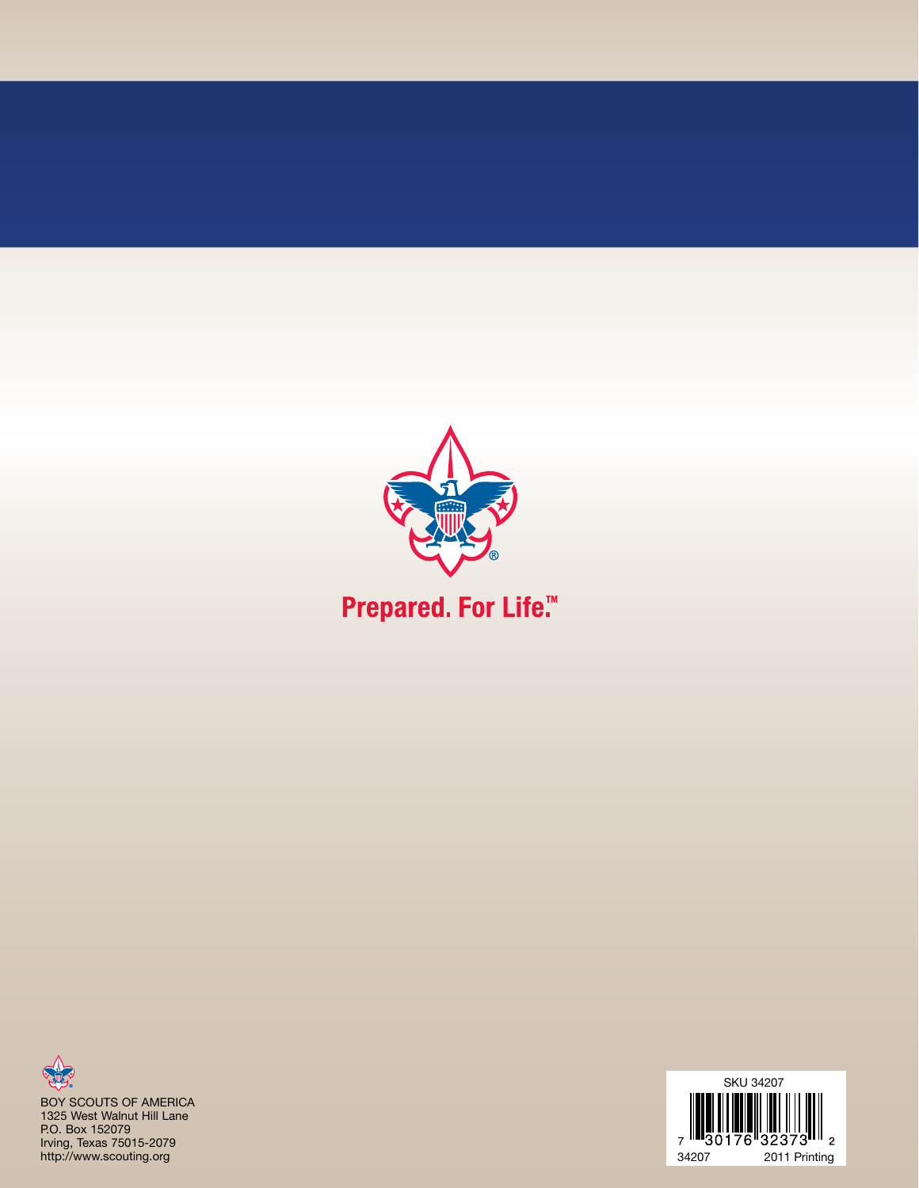Prepared. For Life.™

BOY SCOUTS OF AMERICA
1325 West Walnut Hill Lane
P.O. Box 152079
Irving, Texas 75015-2079
http://www.scouting.org

SKU 34207
7 30176 32373 2
34207 2011 Printing